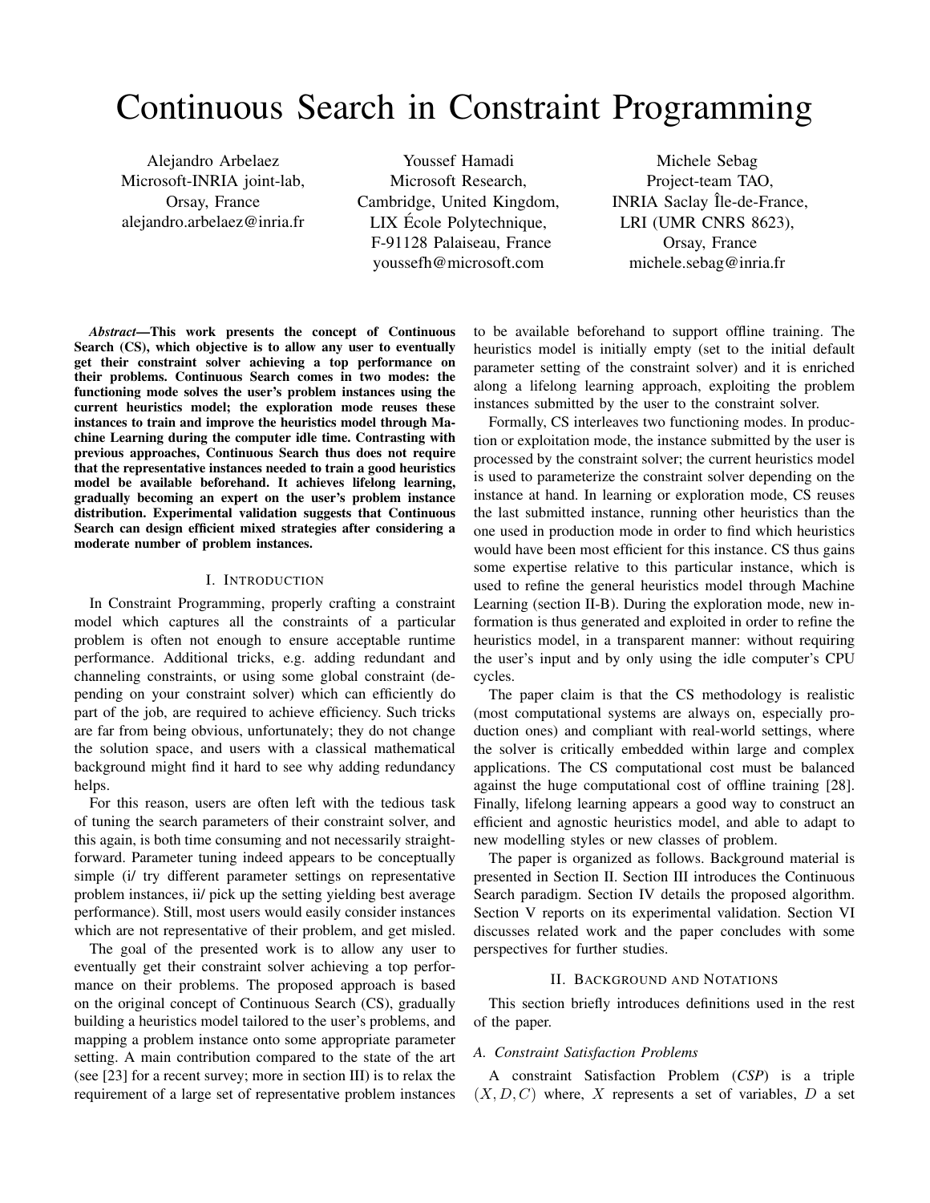# Continuous Search in Constraint Programming

Alejandro Arbelaez
Microsoft-INRIA joint-lab,
Orsay, France
alejandro.arbelaez@inria.fr

Youssef Hamadi
Microsoft Research,
Cambridge, United Kingdom,
LIX École Polytechnique,
F-91128 Palaiseau, France
youssefh@microsoft.com

Michele Sebag
Project-team TAO,
INRIA Saclay Île-de-France,
LRI (UMR CNRS 8623),
Orsay, France
michele.sebag@inria.fr

***Abstract*—This work presents the concept of Continuous Search (CS), which objective is to allow any user to eventually get their constraint solver achieving a top performance on their problems. Continuous Search comes in two modes: the functioning mode solves the user's problem instances using the current heuristics model; the exploration mode reuses these instances to train and improve the heuristics model through Machine Learning during the computer idle time. Contrasting with previous approaches, Continuous Search thus does not require that the representative instances needed to train a good heuristics model be available beforehand. It achieves lifelong learning, gradually becoming an expert on the user's problem instance distribution. Experimental validation suggests that Continuous Search can design efficient mixed strategies after considering a moderate number of problem instances.**

## I. Introduction

In Constraint Programming, properly crafting a constraint model which captures all the constraints of a particular problem is often not enough to ensure acceptable runtime performance. Additional tricks, e.g. adding redundant and channeling constraints, or using some global constraint (depending on your constraint solver) which can efficiently do part of the job, are required to achieve efficiency. Such tricks are far from being obvious, unfortunately; they do not change the solution space, and users with a classical mathematical background might find it hard to see why adding redundancy helps.

For this reason, users are often left with the tedious task of tuning the search parameters of their constraint solver, and this again, is both time consuming and not necessarily straightforward. Parameter tuning indeed appears to be conceptually simple (i/ try different parameter settings on representative problem instances, ii/ pick up the setting yielding best average performance). Still, most users would easily consider instances which are not representative of their problem, and get misled.

The goal of the presented work is to allow any user to eventually get their constraint solver achieving a top performance on their problems. The proposed approach is based on the original concept of Continuous Search (CS), gradually building a heuristics model tailored to the user's problems, and mapping a problem instance onto some appropriate parameter setting. A main contribution compared to the state of the art (see [23] for a recent survey; more in section III) is to relax the requirement of a large set of representative problem instances to be available beforehand to support offline training. The heuristics model is initially empty (set to the initial default parameter setting of the constraint solver) and it is enriched along a lifelong learning approach, exploiting the problem instances submitted by the user to the constraint solver.

Formally, CS interleaves two functioning modes. In production or exploitation mode, the instance submitted by the user is processed by the constraint solver; the current heuristics model is used to parameterize the constraint solver depending on the instance at hand. In learning or exploration mode, CS reuses the last submitted instance, running other heuristics than the one used in production mode in order to find which heuristics would have been most efficient for this instance. CS thus gains some expertise relative to this particular instance, which is used to refine the general heuristics model through Machine Learning (section II-B). During the exploration mode, new information is thus generated and exploited in order to refine the heuristics model, in a transparent manner: without requiring the user's input and by only using the idle computer's CPU cycles.

The paper claim is that the CS methodology is realistic (most computational systems are always on, especially production ones) and compliant with real-world settings, where the solver is critically embedded within large and complex applications. The CS computational cost must be balanced against the huge computational cost of offline training [28]. Finally, lifelong learning appears a good way to construct an efficient and agnostic heuristics model, and able to adapt to new modelling styles or new classes of problem.

The paper is organized as follows. Background material is presented in Section II. Section III introduces the Continuous Search paradigm. Section IV details the proposed algorithm. Section V reports on its experimental validation. Section VI discusses related work and the paper concludes with some perspectives for further studies.

## II. Background and Notations

This section briefly introduces definitions used in the rest of the paper.

### A. Constraint Satisfaction Problems

A constraint Satisfaction Problem (*CSP*) is a triple $(X, D, C)$ where, $X$ represents a set of variables, $D$ a set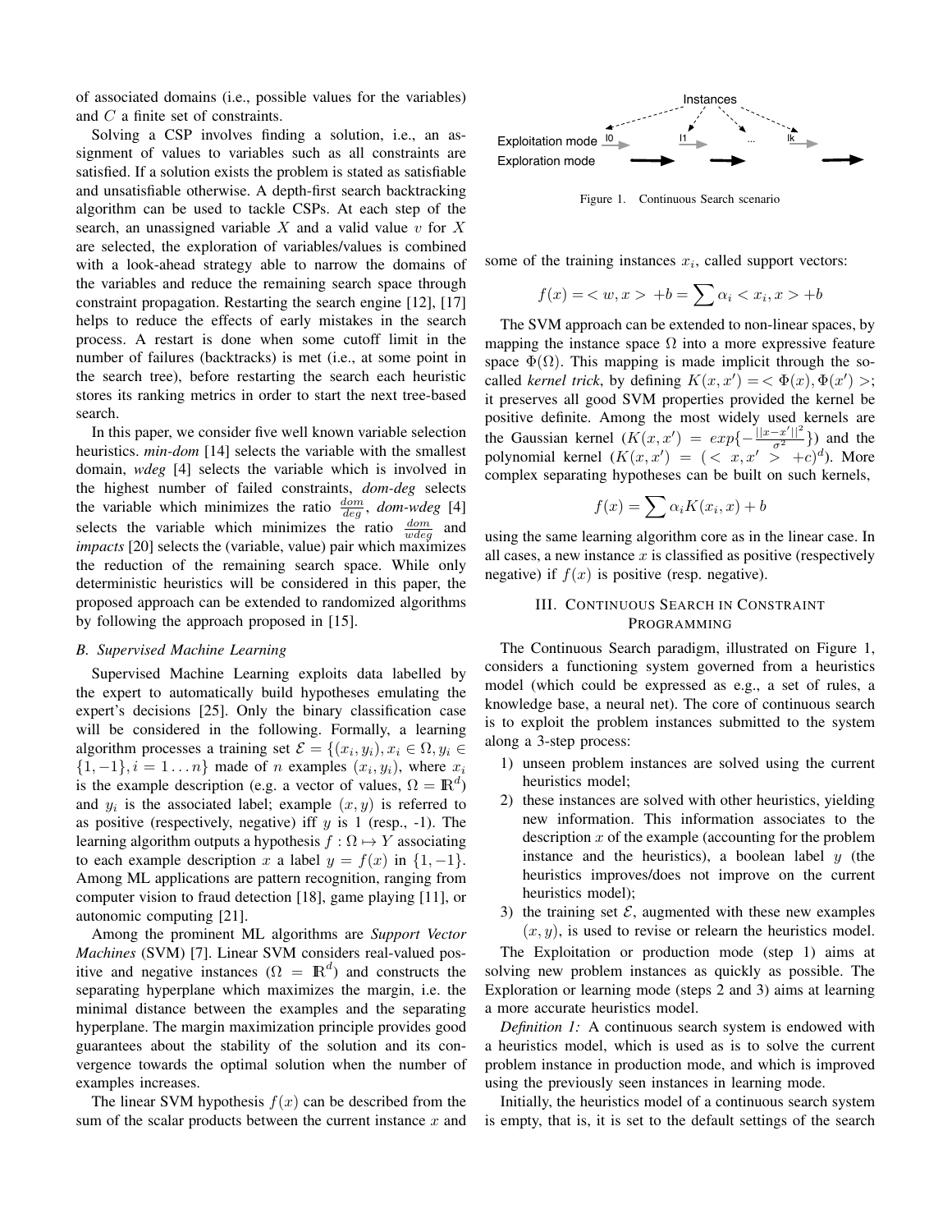of associated domains (i.e., possible values for the variables) and $C$ a finite set of constraints.

Solving a CSP involves finding a solution, i.e., an assignment of values to variables such as all constraints are satisfied. If a solution exists the problem is stated as satisfiable and unsatisfiable otherwise. A depth-first search backtracking algorithm can be used to tackle CSPs. At each step of the search, an unassigned variable $X$ and a valid value $v$ for $X$ are selected, the exploration of variables/values is combined with a look-ahead strategy able to narrow the domains of the variables and reduce the remaining search space through constraint propagation. Restarting the search engine [12], [17] helps to reduce the effects of early mistakes in the search process. A restart is done when some cutoff limit in the number of failures (backtracks) is met (i.e., at some point in the search tree), before restarting the search each heuristic stores its ranking metrics in order to start the next tree-based search.

In this paper, we consider five well known variable selection heuristics. *min-dom* [14] selects the variable with the smallest domain, *wdeg* [4] selects the variable which is involved in the highest number of failed constraints, *dom-deg* selects the variable which minimizes the ratio $\frac{dom}{deg}$, *dom-wdeg* [4] selects the variable which minimizes the ratio $\frac{dom}{wdeg}$ and *impacts* [20] selects the (variable, value) pair which maximizes the reduction of the remaining search space. While only deterministic heuristics will be considered in this paper, the proposed approach can be extended to randomized algorithms by following the approach proposed in [15].

### B. Supervised Machine Learning

Supervised Machine Learning exploits data labelled by the expert to automatically build hypotheses emulating the expert's decisions [25]. Only the binary classification case will be considered in the following. Formally, a learning algorithm processes a training set $\mathcal{E} = \{(x_i, y_i), x_i \in \Omega, y_i \in \{1, -1\}, i = 1 \ldots n\}$ made of $n$ examples $(x_i, y_i)$, where $x_i$ is the example description (e.g. a vector of values, $\Omega = \mathbb{R}^d$) and $y_i$ is the associated label; example $(x, y)$ is referred to as positive (respectively, negative) iff $y$ is 1 (resp., -1). The learning algorithm outputs a hypothesis $f : \Omega \mapsto Y$ associating to each example description $x$ a label $y = f(x)$ in $\{1, -1\}$. Among ML applications are pattern recognition, ranging from computer vision to fraud detection [18], game playing [11], or autonomic computing [21].

Among the prominent ML algorithms are *Support Vector Machines* (SVM) [7]. Linear SVM considers real-valued positive and negative instances ($\Omega = \mathbb{R}^d$) and constructs the separating hyperplane which maximizes the margin, i.e. the minimal distance between the examples and the separating hyperplane. The margin maximization principle provides good guarantees about the stability of the solution and its convergence towards the optimal solution when the number of examples increases.

The linear SVM hypothesis $f(x)$ can be described from the sum of the scalar products between the current instance $x$ and some of the training instances $x_i$, called support vectors:

$$f(x) = < w, x > +b = \sum \alpha_i < x_i, x > +b$$

The SVM approach can be extended to non-linear spaces, by mapping the instance space $\Omega$ into a more expressive feature space $\Phi(\Omega)$. This mapping is made implicit through the so-called *kernel trick*, by defining $K(x, x') = < \Phi(x), \Phi(x') >$; it preserves all good SVM properties provided the kernel be positive definite. Among the most widely used kernels are the Gaussian kernel ($K(x, x') = exp\{-\frac{||x-x'||^2}{\sigma^2}\}$) and the polynomial kernel ($K(x, x') = (< x, x' > +c)^d$). More complex separating hypotheses can be built on such kernels,

$$f(x) = \sum \alpha_i K(x_i, x) + b$$

using the same learning algorithm core as in the linear case. In all cases, a new instance $x$ is classified as positive (respectively negative) if $f(x)$ is positive (resp. negative).

## III. Continuous Search in Constraint Programming

Instances

Exploitation mode I0 I1 ... Ik

Exploration mode

Figure 1. Continuous Search scenario

The Continuous Search paradigm, illustrated on Figure 1, considers a functioning system governed from a heuristics model (which could be expressed as e.g., a set of rules, a knowledge base, a neural net). The core of continuous search is to exploit the problem instances submitted to the system along a 3-step process:

1) unseen problem instances are solved using the current heuristics model;
2) these instances are solved with other heuristics, yielding new information. This information associates to the description $x$ of the example (accounting for the problem instance and the heuristics), a boolean label $y$ (the heuristics improves/does not improve on the current heuristics model);
3) the training set $\mathcal{E}$, augmented with these new examples $(x, y)$, is used to revise or relearn the heuristics model.

The Exploitation or production mode (step 1) aims at solving new problem instances as quickly as possible. The Exploration or learning mode (steps 2 and 3) aims at learning a more accurate heuristics model.

*Definition 1:* A continuous search system is endowed with a heuristics model, which is used as is to solve the current problem instance in production mode, and which is improved using the previously seen instances in learning mode.

Initially, the heuristics model of a continuous search system is empty, that is, it is set to the default settings of the search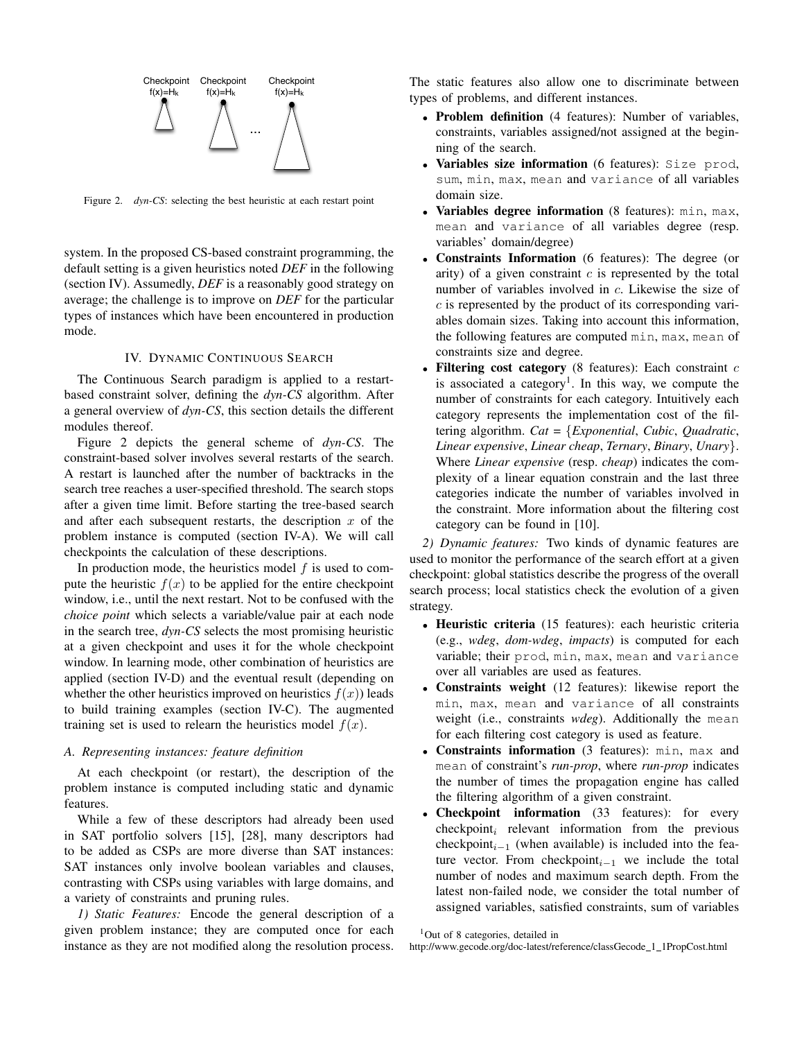Checkpoint
f(x)=Hk

Checkpoint
f(x)=Hk

Checkpoint
f(x)=Hk

...

Figure 2. *dyn-CS*: selecting the best heuristic at each restart point

system. In the proposed CS-based constraint programming, the default setting is a given heuristics noted *DEF* in the following (section IV). Assumedly, *DEF* is a reasonably good strategy on average; the challenge is to improve on *DEF* for the particular types of instances which have been encountered in production mode.

## IV. Dynamic Continuous Search

The Continuous Search paradigm is applied to a restart-based constraint solver, defining the *dyn-CS* algorithm. After a general overview of *dyn-CS*, this section details the different modules thereof.

Figure 2 depicts the general scheme of *dyn-CS*. The constraint-based solver involves several restarts of the search. A restart is launched after the number of backtracks in the search tree reaches a user-specified threshold. The search stops after a given time limit. Before starting the tree-based search and after each subsequent restarts, the description $x$ of the problem instance is computed (section IV-A). We will call checkpoints the calculation of these descriptions.

In production mode, the heuristics model $f$ is used to compute the heuristic $f(x)$ to be applied for the entire checkpoint window, i.e., until the next restart. Not to be confused with the *choice point* which selects a variable/value pair at each node in the search tree, *dyn-CS* selects the most promising heuristic at a given checkpoint and uses it for the whole checkpoint window. In learning mode, other combination of heuristics are applied (section IV-D) and the eventual result (depending on whether the other heuristics improved on heuristics $f(x)$) leads to build training examples (section IV-C). The augmented training set is used to relearn the heuristics model $f(x)$.

### A. Representing instances: feature definition

At each checkpoint (or restart), the description of the problem instance is computed including static and dynamic features.

While a few of these descriptors had already been used in SAT portfolio solvers [15], [28], many descriptors had to be added as CSPs are more diverse than SAT instances: SAT instances only involve boolean variables and clauses, contrasting with CSPs using variables with large domains, and a variety of constraints and pruning rules.

*1) Static Features:* Encode the general description of a given problem instance; they are computed once for each instance as they are not modified along the resolution process. The static features also allow one to discriminate between types of problems, and different instances.

- **Problem definition** (4 features): Number of variables, constraints, variables assigned/not assigned at the beginning of the search.
- **Variables size information** (6 features): `Size prod`, `sum`, `min`, `max`, `mean` and `variance` of all variables domain size.
- **Variables degree information** (8 features): `min`, `max`, `mean` and `variance` of all variables degree (resp. variables' domain/degree)
- **Constraints Information** (6 features): The degree (or arity) of a given constraint $c$ is represented by the total number of variables involved in $c$. Likewise the size of $c$ is represented by the product of its corresponding variables domain sizes. Taking into account this information, the following features are computed `min`, `max`, `mean` of constraints size and degree.
- **Filtering cost category** (8 features): Each constraint $c$ is associated a category[1]. In this way, we compute the number of constraints for each category. Intuitively each category represents the implementation cost of the filtering algorithm. *Cat* = {*Exponential*, *Cubic*, *Quadratic*, *Linear expensive*, *Linear cheap*, *Ternary*, *Binary*, *Unary*}. Where *Linear expensive* (resp. *cheap*) indicates the complexity of a linear equation constrain and the last three categories indicate the number of variables involved in the constraint. More information about the filtering cost category can be found in [10].

*2) Dynamic features:* Two kinds of dynamic features are used to monitor the performance of the search effort at a given checkpoint: global statistics describe the progress of the overall search process; local statistics check the evolution of a given strategy.

- **Heuristic criteria** (15 features): each heuristic criteria (e.g., *wdeg*, *dom-wdeg*, *impacts*) is computed for each variable; their `prod`, `min`, `max`, `mean` and `variance` over all variables are used as features.
- **Constraints weight** (12 features): likewise report the `min`, `max`, `mean` and `variance` of all constraints weight (i.e., constraints *wdeg*). Additionally the `mean` for each filtering cost category is used as feature.
- **Constraints information** (3 features): `min`, `max` and `mean` of constraint's *run-prop*, where *run-prop* indicates the number of times the propagation engine has called the filtering algorithm of a given constraint.
- **Checkpoint information** (33 features): for every checkpoint$_i$ relevant information from the previous checkpoint$_{i-1}$ (when available) is included into the feature vector. From checkpoint$_{i-1}$ we include the total number of nodes and maximum search depth. From the latest non-failed node, we consider the total number of assigned variables, satisfied constraints, sum of variables

[1]Out of 8 categories, detailed in http://www.gecode.org/doc-latest/reference/classGecode_1_1PropCost.html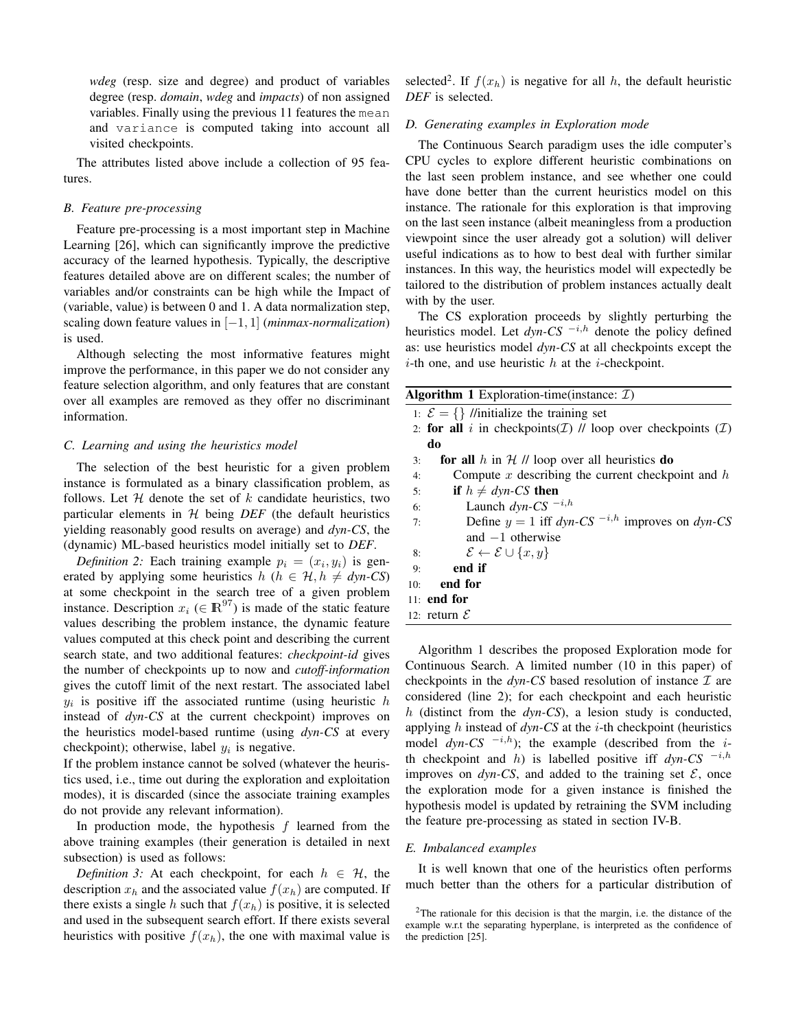*wdeg* (resp. size and degree) and product of variables degree (resp. *domain*, *wdeg* and *impacts*) of non assigned variables. Finally using the previous 11 features the `mean` and `variance` is computed taking into account all visited checkpoints.

The attributes listed above include a collection of 95 features.

### B. Feature pre-processing

Feature pre-processing is a most important step in Machine Learning [26], which can significantly improve the predictive accuracy of the learned hypothesis. Typically, the descriptive features detailed above are on different scales; the number of variables and/or constraints can be high while the Impact of (variable, value) is between 0 and 1. A data normalization step, scaling down feature values in $[-1, 1]$ (*minmax-normalization*) is used.

Although selecting the most informative features might improve the performance, in this paper we do not consider any feature selection algorithm, and only features that are constant over all examples are removed as they offer no discriminant information.

### C. Learning and using the heuristics model

The selection of the best heuristic for a given problem instance is formulated as a binary classification problem, as follows. Let $\mathcal{H}$ denote the set of $k$ candidate heuristics, two particular elements in $\mathcal{H}$ being *DEF* (the default heuristics yielding reasonably good results on average) and *dyn-CS*, the (dynamic) ML-based heuristics model initially set to *DEF*.

*Definition 2:* Each training example $p_i = (x_i, y_i)$ is generated by applying some heuristics $h$ ($h \in \mathcal{H}, h \neq$ *dyn-CS*) at some checkpoint in the search tree of a given problem instance. Description $x_i$ ($\in \mathbb{R}^{97}$) is made of the static feature values describing the problem instance, the dynamic feature values computed at this check point and describing the current search state, and two additional features: *checkpoint-id* gives the number of checkpoints up to now and *cutoff-information* gives the cutoff limit of the next restart. The associated label $y_i$ is positive iff the associated runtime (using heuristic $h$ instead of *dyn-CS* at the current checkpoint) improves on the heuristics model-based runtime (using *dyn-CS* at every checkpoint); otherwise, label $y_i$ is negative.
If the problem instance cannot be solved (whatever the heuristics used, i.e., time out during the exploration and exploitation modes), it is discarded (since the associate training examples do not provide any relevant information).

In production mode, the hypothesis $f$ learned from the above training examples (their generation is detailed in next subsection) is used as follows:

*Definition 3:* At each checkpoint, for each $h \in \mathcal{H}$, the description $x_h$ and the associated value $f(x_h)$ are computed. If there exists a single $h$ such that $f(x_h)$ is positive, it is selected and used in the subsequent search effort. If there exists several heuristics with positive $f(x_h)$, the one with maximal value is selected[2]. If $f(x_h)$ is negative for all $h$, the default heuristic *DEF* is selected.

### D. Generating examples in Exploration mode

The Continuous Search paradigm uses the idle computer's CPU cycles to explore different heuristic combinations on the last seen problem instance, and see whether one could have done better than the current heuristics model on this instance. The rationale for this exploration is that improving on the last seen instance (albeit meaningless from a production viewpoint since the user already got a solution) will deliver useful indications as to how to best deal with further similar instances. In this way, the heuristics model will expectedly be tailored to the distribution of problem instances actually dealt with by the user.

The CS exploration proceeds by slightly perturbing the heuristics model. Let *dyn-CS* $^{-i,h}$ denote the policy defined as: use heuristics model *dyn-CS* at all checkpoints except the $i$-th one, and use heuristic $h$ at the $i$-checkpoint.

**Algorithm 1** Exploration-time(instance: $\mathcal{I}$)

```
1: E = {} //initialize the training set
2: for all i in checkpoints(I) // loop over checkpoints (I) do
3:    for all h in H // loop over all heuristics do
4:       Compute x describing the current checkpoint and h
5:       if h ≠ dyn-CS then
6:          Launch dyn-CS^{-i,h}
7:          Define y = 1 iff dyn-CS^{-i,h} improves on dyn-CS and −1 otherwise
8:          E ← E ∪ {x, y}
9:       end if
10:   end for
11: end for
12: return E
```

Algorithm 1 describes the proposed Exploration mode for Continuous Search. A limited number (10 in this paper) of checkpoints in the *dyn-CS* based resolution of instance $\mathcal{I}$ are considered (line 2); for each checkpoint and each heuristic $h$ (distinct from the *dyn-CS*), a lesion study is conducted, applying $h$ instead of *dyn-CS* at the $i$-th checkpoint (heuristics model *dyn-CS* $^{-i,h}$); the example (described from the $i$-th checkpoint and $h$) is labelled positive iff *dyn-CS* $^{-i,h}$ improves on *dyn-CS*, and added to the training set $\mathcal{E}$, once the exploration mode for a given instance is finished the hypothesis model is updated by retraining the SVM including the feature pre-processing as stated in section IV-B.

### E. Imbalanced examples

It is well known that one of the heuristics often performs much better than the others for a particular distribution of

[2]The rationale for this decision is that the margin, i.e. the distance of the example w.r.t the separating hyperplane, is interpreted as the confidence of the prediction [25].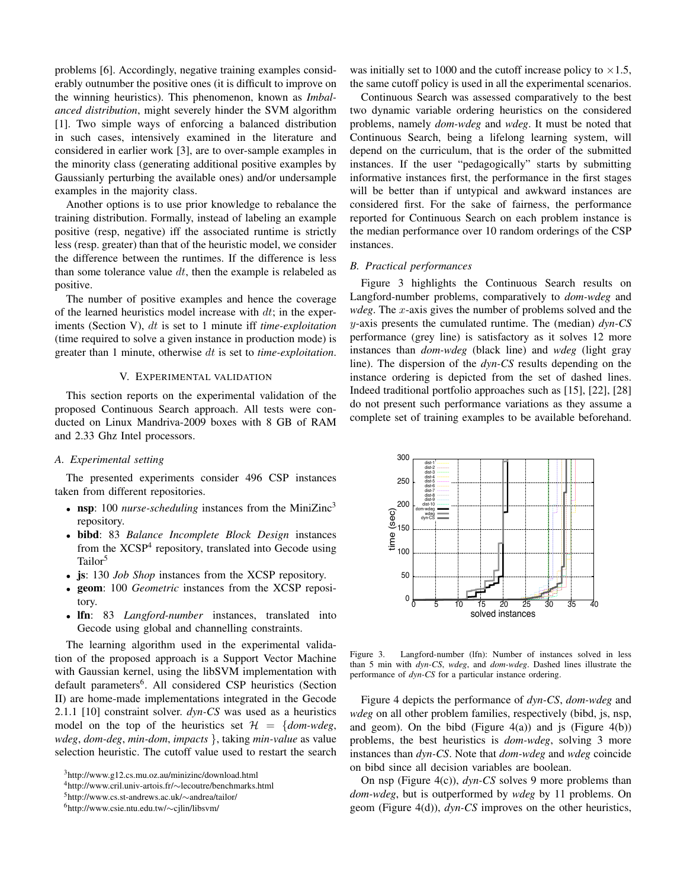problems [6]. Accordingly, negative training examples considerably outnumber the positive ones (it is difficult to improve on the winning heuristics). This phenomenon, known as *Imbalanced distribution*, might severely hinder the SVM algorithm [1]. Two simple ways of enforcing a balanced distribution in such cases, intensively examined in the literature and considered in earlier work [3], are to over-sample examples in the minority class (generating additional positive examples by Gaussianly perturbing the available ones) and/or undersample examples in the majority class.

Another options is to use prior knowledge to rebalance the training distribution. Formally, instead of labeling an example positive (resp, negative) iff the associated runtime is strictly less (resp. greater) than that of the heuristic model, we consider the difference between the runtimes. If the difference is less than some tolerance value $dt$, then the example is relabeled as positive.

The number of positive examples and hence the coverage of the learned heuristics model increase with $dt$; in the experiments (Section V), $dt$ is set to 1 minute iff *time-exploitation* (time required to solve a given instance in production mode) is greater than 1 minute, otherwise $dt$ is set to *time-exploitation*.

## V. Experimental validation

This section reports on the experimental validation of the proposed Continuous Search approach. All tests were conducted on Linux Mandriva-2009 boxes with 8 GB of RAM and 2.33 Ghz Intel processors.

### A. Experimental setting

The presented experiments consider 496 CSP instances taken from different repositories.

- **nsp**: 100 *nurse-scheduling* instances from the MiniZinc[3] repository.
- **bibd**: 83 *Balance Incomplete Block Design* instances from the XCSP[4] repository, translated into Gecode using Tailor[5]
- **js**: 130 *Job Shop* instances from the XCSP repository.
- **geom**: 100 *Geometric* instances from the XCSP repository.
- **lfn**: 83 *Langford-number* instances, translated into Gecode using global and channelling constraints.

The learning algorithm used in the experimental validation of the proposed approach is a Support Vector Machine with Gaussian kernel, using the libSVM implementation with default parameters[6]. All considered CSP heuristics (Section II) are home-made implementations integrated in the Gecode 2.1.1 [10] constraint solver. *dyn-CS* was used as a heuristics model on the top of the heuristics set $\mathcal{H} = \{$*dom-wdeg*, *wdeg*, *dom-deg*, *min-dom*, *impacts* $\}$, taking *min-value* as value selection heuristic. The cutoff value used to restart the search was initially set to 1000 and the cutoff increase policy to $\times 1.5$, the same cutoff policy is used in all the experimental scenarios.

Continuous Search was assessed comparatively to the best two dynamic variable ordering heuristics on the considered problems, namely *dom-wdeg* and *wdeg*. It must be noted that Continuous Search, being a lifelong learning system, will depend on the curriculum, that is the order of the submitted instances. If the user "pedagogically" starts by submitting informative instances first, the performance in the first stages will be better than if untypical and awkward instances are considered first. For the sake of fairness, the performance reported for Continuous Search on each problem instance is the median performance over 10 random orderings of the CSP instances.

### B. Practical performances

Figure 3 highlights the Continuous Search results on Langford-number problems, comparatively to *dom-wdeg* and *wdeg*. The $x$-axis gives the number of problems solved and the $y$-axis presents the cumulated runtime. The (median) *dyn-CS* performance (grey line) is satisfactory as it solves 12 more instances than *dom-wdeg* (black line) and *wdeg* (light gray line). The dispersion of the *dyn-CS* results depending on the instance ordering is depicted from the set of dashed lines. Indeed traditional portfolio approaches such as [15], [22], [28] do not present such performance variations as they assume a complete set of training examples to be available beforehand.

Figure 3. Langford-number (lfn): Number of instances solved in less than 5 min with *dyn-CS*, *wdeg*, and *dom-wdeg*. Dashed lines illustrate the performance of *dyn-CS* for a particular instance ordering.

Figure 4 depicts the performance of *dyn-CS*, *dom-wdeg* and *wdeg* on all other problem families, respectively (bibd, js, nsp, and geom). On the bibd (Figure 4(a)) and js (Figure 4(b)) problems, the best heuristics is *dom-wdeg*, solving 3 more instances than *dyn-CS*. Note that *dom-wdeg* and *wdeg* coincide on bibd since all decision variables are boolean.

On nsp (Figure 4(c)), *dyn-CS* solves 9 more problems than *dom-wdeg*, but is outperformed by *wdeg* by 11 problems. On geom (Figure 4(d)), *dyn-CS* improves on the other heuristics,

[3] http://www.g12.cs.mu.oz.au/minizinc/download.html

[4] http://www.cril.univ-artois.fr/∼lecoutre/benchmarks.html

[5] http://www.cs.st-andrews.ac.uk/∼andrea/tailor/

[6] http://www.csie.ntu.edu.tw/∼cjlin/libsvm/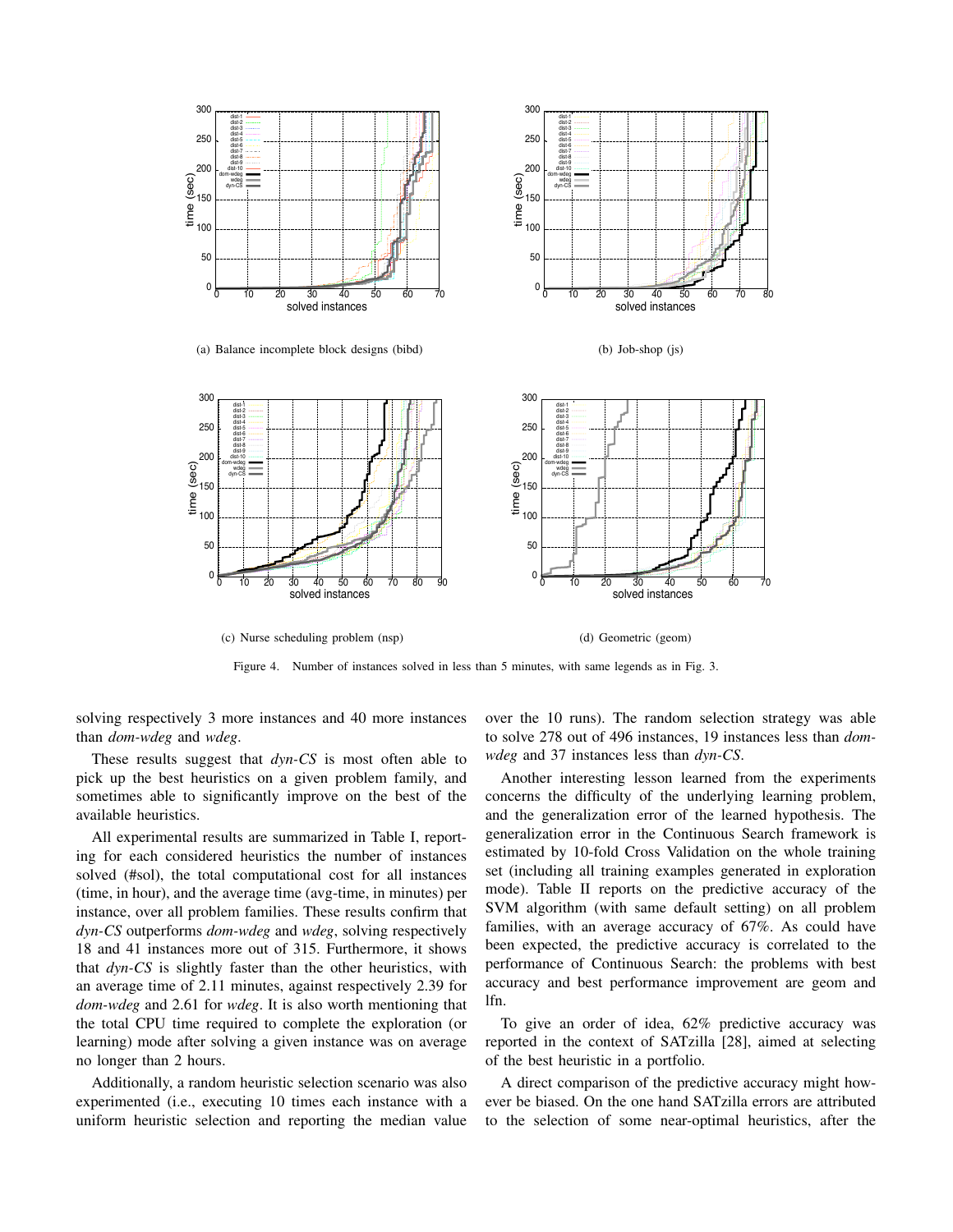(a) Balance incomplete block designs (bibd)

(b) Job-shop (js)

(c) Nurse scheduling problem (nsp)

(d) Geometric (geom)

Figure 4. Number of instances solved in less than 5 minutes, with same legends as in Fig. 3.

solving respectively 3 more instances and 40 more instances than *dom-wdeg* and *wdeg*.

These results suggest that *dyn-CS* is most often able to pick up the best heuristics on a given problem family, and sometimes able to significantly improve on the best of the available heuristics.

All experimental results are summarized in Table I, reporting for each considered heuristics the number of instances solved (#sol), the total computational cost for all instances (time, in hour), and the average time (avg-time, in minutes) per instance, over all problem families. These results confirm that *dyn-CS* outperforms *dom-wdeg* and *wdeg*, solving respectively 18 and 41 instances more out of 315. Furthermore, it shows that *dyn-CS* is slightly faster than the other heuristics, with an average time of 2.11 minutes, against respectively 2.39 for *dom-wdeg* and 2.61 for *wdeg*. It is also worth mentioning that the total CPU time required to complete the exploration (or learning) mode after solving a given instance was on average no longer than 2 hours.

Additionally, a random heuristic selection scenario was also experimented (i.e., executing 10 times each instance with a uniform heuristic selection and reporting the median value over the 10 runs). The random selection strategy was able to solve 278 out of 496 instances, 19 instances less than *dom-wdeg* and 37 instances less than *dyn-CS*.

Another interesting lesson learned from the experiments concerns the difficulty of the underlying learning problem, and the generalization error of the learned hypothesis. The generalization error in the Continuous Search framework is estimated by 10-fold Cross Validation on the whole training set (including all training examples generated in exploration mode). Table II reports on the predictive accuracy of the SVM algorithm (with same default setting) on all problem families, with an average accuracy of 67%. As could have been expected, the predictive accuracy is correlated to the performance of Continuous Search: the problems with best accuracy and best performance improvement are geom and lfn.

To give an order of idea, 62% predictive accuracy was reported in the context of SATzilla [28], aimed at selecting of the best heuristic in a portfolio.

A direct comparison of the predictive accuracy might however be biased. On the one hand SATzilla errors are attributed to the selection of some near-optimal heuristics, after the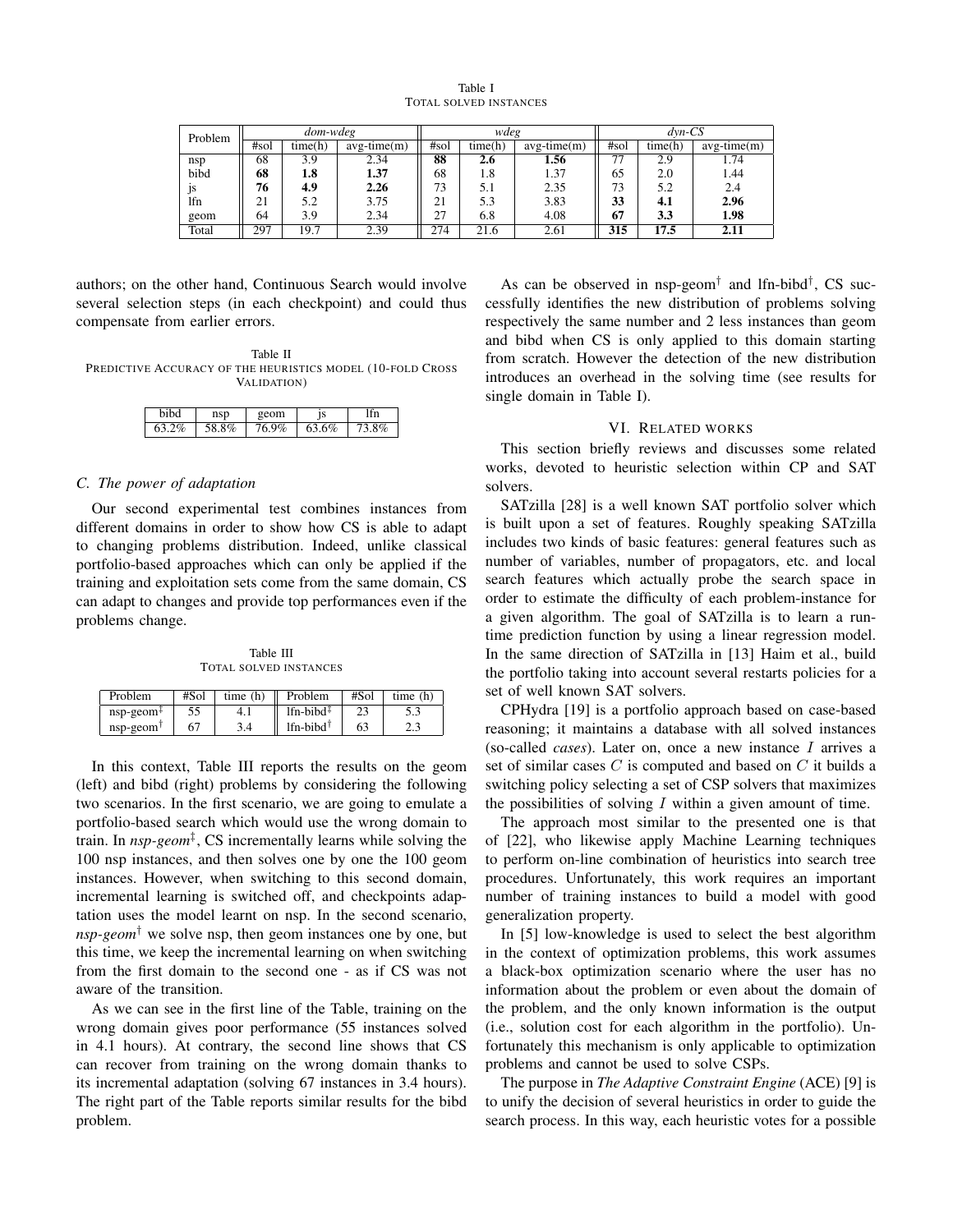Table I

Total solved instances

| Problem | *dom-wdeg* | | | *wdeg* | | | *dyn-CS* | | |
|---|---|---|---|---|---|---|---|---|---|
| | #sol | time(h) | avg-time(m) | #sol | time(h) | avg-time(m) | #sol | time(h) | avg-time(m) |
| nsp | 68 | 3.9 | 2.34 | **88** | **2.6** | **1.56** | 77 | 2.9 | 1.74 |
| bibd | **68** | **1.8** | **1.37** | 68 | 1.8 | 1.37 | 65 | 2.0 | 1.44 |
| js | **76** | **4.9** | **2.26** | 73 | 5.1 | 2.35 | 73 | 5.2 | 2.4 |
| lfn | 21 | 5.2 | 3.75 | 21 | 5.3 | 3.83 | **33** | **4.1** | **2.96** |
| geom | 64 | 3.9 | 2.34 | 27 | 6.8 | 4.08 | **67** | **3.3** | **1.98** |
| Total | 297 | 19.7 | 2.39 | 274 | 21.6 | 2.61 | **315** | **17.5** | **2.11** |

authors; on the other hand, Continuous Search would involve several selection steps (in each checkpoint) and could thus compensate from earlier errors.

Table II

Predictive Accuracy of the heuristics model (10-fold Cross Validation)

| bibd | nsp | geom | js | lfn |
|---|---|---|---|---|
| 63.2% | 58.8% | 76.9% | 63.6% | 73.8% |

### C. The power of adaptation

Our second experimental test combines instances from different domains in order to show how CS is able to adapt to changing problems distribution. Indeed, unlike classical portfolio-based approaches which can only be applied if the training and exploitation sets come from the same domain, CS can adapt to changes and provide top performances even if the problems change.

Table III

Total solved instances

| Problem | #Sol | time (h) | Problem | #Sol | time (h) |
|---|---|---|---|---|---|
| nsp-geom$^{\ddagger}$ | 55 | 4.1 | lfn-bibd$^{\ddagger}$ | 23 | 5.3 |
| nsp-geom$^{\dagger}$ | 67 | 3.4 | lfn-bibd$^{\dagger}$ | 63 | 2.3 |

In this context, Table III reports the results on the geom (left) and bibd (right) problems by considering the following two scenarios. In the first scenario, we are going to emulate a portfolio-based search which would use the wrong domain to train. In *nsp-geom*$^{\ddagger}$, CS incrementally learns while solving the 100 nsp instances, and then solves one by one the 100 geom instances. However, when switching to this second domain, incremental learning is switched off, and checkpoints adaptation uses the model learnt on nsp. In the second scenario, *nsp-geom*$^{\dagger}$ we solve nsp, then geom instances one by one, but this time, we keep the incremental learning on when switching from the first domain to the second one - as if CS was not aware of the transition.

As we can see in the first line of the Table, training on the wrong domain gives poor performance (55 instances solved in 4.1 hours). At contrary, the second line shows that CS can recover from training on the wrong domain thanks to its incremental adaptation (solving 67 instances in 3.4 hours). The right part of the Table reports similar results for the bibd problem.

As can be observed in nsp-geom$^{\dagger}$ and lfn-bibd$^{\dagger}$, CS successfully identifies the new distribution of problems solving respectively the same number and 2 less instances than geom and bibd when CS is only applied to this domain starting from scratch. However the detection of the new distribution introduces an overhead in the solving time (see results for single domain in Table I).

## VI. Related works

This section briefly reviews and discusses some related works, devoted to heuristic selection within CP and SAT solvers.

SATzilla [28] is a well known SAT portfolio solver which is built upon a set of features. Roughly speaking SATzilla includes two kinds of basic features: general features such as number of variables, number of propagators, etc. and local search features which actually probe the search space in order to estimate the difficulty of each problem-instance for a given algorithm. The goal of SATzilla is to learn a runtime prediction function by using a linear regression model. In the same direction of SATzilla in [13] Haim et al., build the portfolio taking into account several restarts policies for a set of well known SAT solvers.

CPHydra [19] is a portfolio approach based on case-based reasoning; it maintains a database with all solved instances (so-called *cases*). Later on, once a new instance $I$ arrives a set of similar cases $C$ is computed and based on $C$ it builds a switching policy selecting a set of CSP solvers that maximizes the possibilities of solving $I$ within a given amount of time.

The approach most similar to the presented one is that of [22], who likewise apply Machine Learning techniques to perform on-line combination of heuristics into search tree procedures. Unfortunately, this work requires an important number of training instances to build a model with good generalization property.

In [5] low-knowledge is used to select the best algorithm in the context of optimization problems, this work assumes a black-box optimization scenario where the user has no information about the problem or even about the domain of the problem, and the only known information is the output (i.e., solution cost for each algorithm in the portfolio). Unfortunately this mechanism is only applicable to optimization problems and cannot be used to solve CSPs.

The purpose in *The Adaptive Constraint Engine* (ACE) [9] is to unify the decision of several heuristics in order to guide the search process. In this way, each heuristic votes for a possible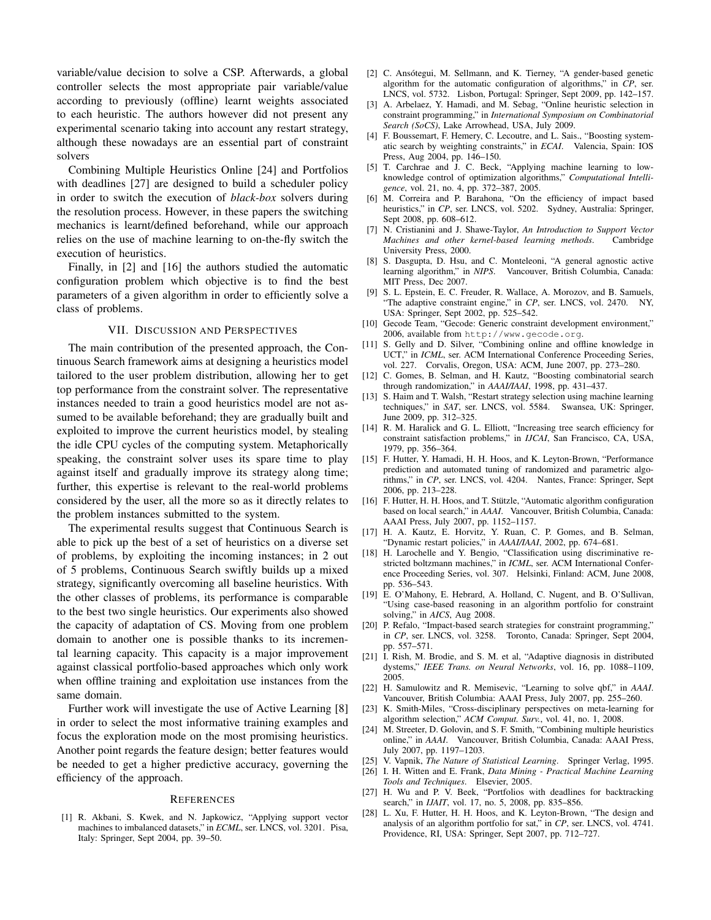variable/value decision to solve a CSP. Afterwards, a global controller selects the most appropriate pair variable/value according to previously (offline) learnt weights associated to each heuristic. The authors however did not present any experimental scenario taking into account any restart strategy, although these nowadays are an essential part of constraint solvers

Combining Multiple Heuristics Online [24] and Portfolios with deadlines [27] are designed to build a scheduler policy in order to switch the execution of *black-box* solvers during the resolution process. However, in these papers the switching mechanics is learnt/defined beforehand, while our approach relies on the use of machine learning to on-the-fly switch the execution of heuristics.

Finally, in [2] and [16] the authors studied the automatic configuration problem which objective is to find the best parameters of a given algorithm in order to efficiently solve a class of problems.

## VII. Discussion and Perspectives

The main contribution of the presented approach, the Continuous Search framework aims at designing a heuristics model tailored to the user problem distribution, allowing her to get top performance from the constraint solver. The representative instances needed to train a good heuristics model are not assumed to be available beforehand; they are gradually built and exploited to improve the current heuristics model, by stealing the idle CPU cycles of the computing system. Metaphorically speaking, the constraint solver uses its spare time to play against itself and gradually improve its strategy along time; further, this expertise is relevant to the real-world problems considered by the user, all the more so as it directly relates to the problem instances submitted to the system.

The experimental results suggest that Continuous Search is able to pick up the best of a set of heuristics on a diverse set of problems, by exploiting the incoming instances; in 2 out of 5 problems, Continuous Search swiftly builds up a mixed strategy, significantly overcoming all baseline heuristics. With the other classes of problems, its performance is comparable to the best two single heuristics. Our experiments also showed the capacity of adaptation of CS. Moving from one problem domain to another one is possible thanks to its incremental learning capacity. This capacity is a major improvement against classical portfolio-based approaches which only work when offline training and exploitation use instances from the same domain.

Further work will investigate the use of Active Learning [8] in order to select the most informative training examples and focus the exploration mode on the most promising heuristics. Another point regards the feature design; better features would be needed to get a higher predictive accuracy, governing the efficiency of the approach.

## References

[1] R. Akbani, S. Kwek, and N. Japkowicz, "Applying support vector machines to imbalanced datasets," in *ECML*, ser. LNCS, vol. 3201. Pisa, Italy: Springer, Sept 2004, pp. 39–50.

[2] C. Ansótegui, M. Sellmann, and K. Tierney, "A gender-based genetic algorithm for the automatic configuration of algorithms," in *CP*, ser. LNCS, vol. 5732. Lisbon, Portugal: Springer, Sept 2009, pp. 142–157.

[3] A. Arbelaez, Y. Hamadi, and M. Sebag, "Online heuristic selection in constraint programming," in *International Symposium on Combinatorial Search (SoCS)*, Lake Arrowhead, USA, July 2009.

[4] F. Boussemart, F. Hemery, C. Lecoutre, and L. Sais., "Boosting systematic search by weighting constraints," in *ECAI*. Valencia, Spain: IOS Press, Aug 2004, pp. 146–150.

[5] T. Carchrae and J. C. Beck, "Applying machine learning to low-knowledge control of optimization algorithms," *Computational Intelligence*, vol. 21, no. 4, pp. 372–387, 2005.

[6] M. Correira and P. Barahona, "On the efficiency of impact based heuristics," in *CP*, ser. LNCS, vol. 5202. Sydney, Australia: Springer, Sept 2008, pp. 608–612.

[7] N. Cristianini and J. Shawe-Taylor, *An Introduction to Support Vector Machines and other kernel-based learning methods*. Cambridge University Press, 2000.

[8] S. Dasgupta, D. Hsu, and C. Monteleoni, "A general agnostic active learning algorithm," in *NIPS*. Vancouver, British Columbia, Canada: MIT Press, Dec 2007.

[9] S. L. Epstein, E. C. Freuder, R. Wallace, A. Morozov, and B. Samuels, "The adaptive constraint engine," in *CP*, ser. LNCS, vol. 2470. NY, USA: Springer, Sept 2002, pp. 525–542.

[10] Gecode Team, "Gecode: Generic constraint development environment," 2006, available from http://www.gecode.org.

[11] S. Gelly and D. Silver, "Combining online and offline knowledge in UCT," in *ICML*, ser. ACM International Conference Proceeding Series, vol. 227. Corvalis, Oregon, USA: ACM, June 2007, pp. 273–280.

[12] C. Gomes, B. Selman, and H. Kautz, "Boosting combinatorial search through randomization," in *AAAI/IAAI*, 1998, pp. 431–437.

[13] S. Haim and T. Walsh, "Restart strategy selection using machine learning techniques," in *SAT*, ser. LNCS, vol. 5584. Swansea, UK: Springer, June 2009, pp. 312–325.

[14] R. M. Haralick and G. L. Elliott, "Increasing tree search efficiency for constraint satisfaction problems," in *IJCAI*, San Francisco, CA, USA, 1979, pp. 356–364.

[15] F. Hutter, Y. Hamadi, H. H. Hoos, and K. Leyton-Brown, "Performance prediction and automated tuning of randomized and parametric algorithms," in *CP*, ser. LNCS, vol. 4204. Nantes, France: Springer, Sept 2006, pp. 213–228.

[16] F. Hutter, H. H. Hoos, and T. Stützle, "Automatic algorithm configuration based on local search," in *AAAI*. Vancouver, British Columbia, Canada: AAAI Press, July 2007, pp. 1152–1157.

[17] H. A. Kautz, E. Horvitz, Y. Ruan, C. P. Gomes, and B. Selman, "Dynamic restart policies," in *AAAI/IAAI*, 2002, pp. 674–681.

[18] H. Larochelle and Y. Bengio, "Classification using discriminative restricted boltzmann machines," in *ICML*, ser. ACM International Conference Proceeding Series, vol. 307. Helsinki, Finland: ACM, June 2008, pp. 536–543.

[19] E. O'Mahony, E. Hebrard, A. Holland, C. Nugent, and B. O'Sullivan, "Using case-based reasoning in an algorithm portfolio for constraint solving," in *AICS*, Aug 2008.

[20] P. Refalo, "Impact-based search strategies for constraint programming," in *CP*, ser. LNCS, vol. 3258. Toronto, Canada: Springer, Sept 2004, pp. 557–571.

[21] I. Rish, M. Brodie, and S. M. et al, "Adaptive diagnosis in distributed dystems," *IEEE Trans. on Neural Networks*, vol. 16, pp. 1088–1109, 2005.

[22] H. Samulowitz and R. Memisevic, "Learning to solve qbf," in *AAAI*. Vancouver, British Columbia: AAAI Press, July 2007, pp. 255–260.

[23] K. Smith-Miles, "Cross-disciplinary perspectives on meta-learning for algorithm selection," *ACM Comput. Surv.*, vol. 41, no. 1, 2008.

[24] M. Streeter, D. Golovin, and S. F. Smith, "Combining multiple heuristics online," in *AAAI*. Vancouver, British Columbia, Canada: AAAI Press, July 2007, pp. 1197–1203.

[25] V. Vapnik, *The Nature of Statistical Learning*. Springer Verlag, 1995.

[26] I. H. Witten and E. Frank, *Data Mining - Practical Machine Learning Tools and Techniques*. Elsevier, 2005.

[27] H. Wu and P. V. Beek, "Portfolios with deadlines for backtracking search," in *IJAIT*, vol. 17, no. 5, 2008, pp. 835–856.

[28] L. Xu, F. Hutter, H. H. Hoos, and K. Leyton-Brown, "The design and analysis of an algorithm portfolio for sat," in *CP*, ser. LNCS, vol. 4741. Providence, RI, USA: Springer, Sept 2007, pp. 712–727.